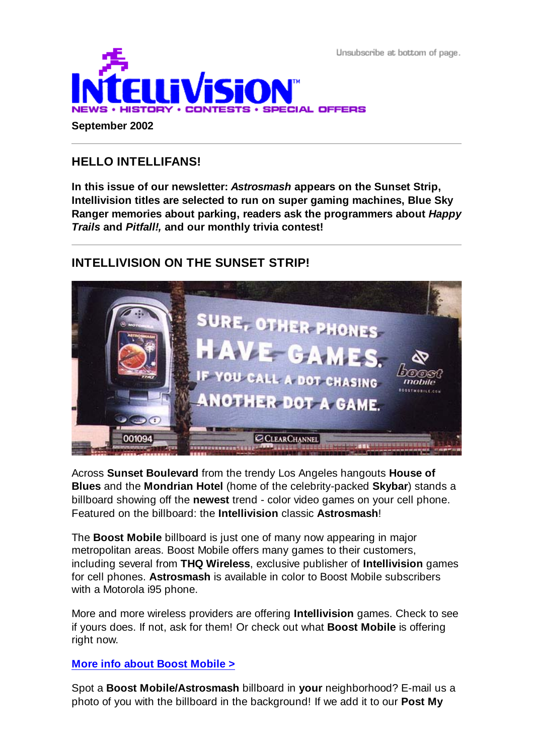Unsubscribe at bottom of page.

# INTELLIVISION

NEWS • HISTORY • CONTESTS • SPECIAL OFFERS

**September 2002**

---

## HELLO INTELLIFANS!

**In this issue of our newsletter: *Astrosmash* appears on the Sunset Strip, Intellivision titles are selected to run on super gaming machines, Blue Sky Ranger memories about parking, readers ask the programmers about *Happy Trails* and *Pitfall!,* and our monthly trivia contest!**

---

## INTELLIVISION ON THE SUNSET STRIP!

Across **Sunset Boulevard** from the trendy Los Angeles hangouts **House of Blues** and the **Mondrian Hotel** (home of the celebrity-packed **Skybar**) stands a billboard showing off the **newest** trend - color video games on your cell phone. Featured on the billboard: the **Intellivision** classic **Astrosmash**!

The **Boost Mobile** billboard is just one of many now appearing in major metropolitan areas. Boost Mobile offers many games to their customers, including several from **THQ Wireless**, exclusive publisher of **Intellivision** games for cell phones. **Astrosmash** is available in color to Boost Mobile subscribers with a Motorola i95 phone.

More and more wireless providers are offering **Intellivision** games. Check to see if yours does. If not, ask for them! Or check out what **Boost Mobile** is offering right now.

**More info about Boost Mobile >**

Spot a **Boost Mobile/Astrosmash** billboard in **your** neighborhood? E-mail us a photo of you with the billboard in the background! If we add it to our **Post My**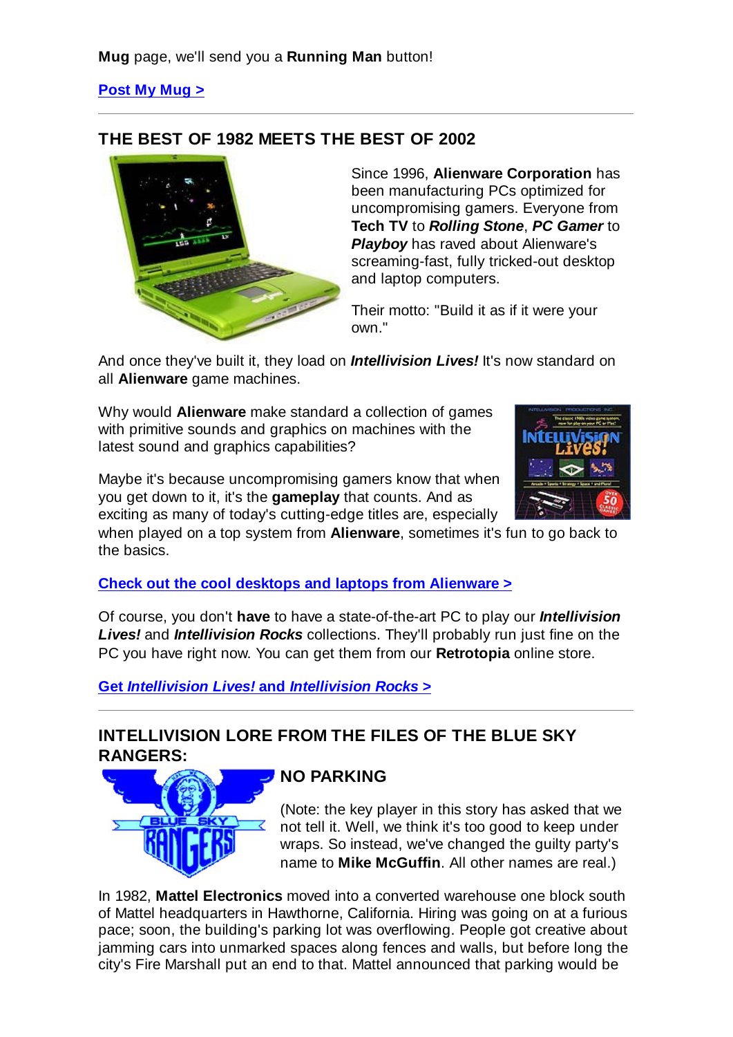**Mug** page, we'll send you a **Running Man** button!

**Post My Mug >**

---

## THE BEST OF 1982 MEETS THE BEST OF 2002

Since 1996, **Alienware Corporation** has been manufacturing PCs optimized for uncompromising gamers. Everyone from **Tech TV** to ***Rolling Stone***, ***PC Gamer*** to ***Playboy*** has raved about Alienware's screaming-fast, fully tricked-out desktop and laptop computers.

Their motto: "Build it as if it were your own."

And once they've built it, they load on ***Intellivision Lives!*** It's now standard on all **Alienware** game machines.

Why would **Alienware** make standard a collection of games with primitive sounds and graphics on machines with the latest sound and graphics capabilities?

Maybe it's because uncompromising gamers know that when you get down to it, it's the **gameplay** that counts. And as exciting as many of today's cutting-edge titles are, especially when played on a top system from **Alienware**, sometimes it's fun to go back to the basics.

**Check out the cool desktops and laptops from Alienware >**

Of course, you don't **have** to have a state-of-the-art PC to play our ***Intellivision Lives!*** and ***Intellivision Rocks*** collections. They'll probably run just fine on the PC you have right now. You can get them from our **Retrotopia** online store.

**Get *Intellivision Lives!* and *Intellivision Rocks* >**

---

## INTELLIVISION LORE FROM THE FILES OF THE BLUE SKY RANGERS:

### NO PARKING

(Note: the key player in this story has asked that we not tell it. Well, we think it's too good to keep under wraps. So instead, we've changed the guilty party's name to **Mike McGuffin**. All other names are real.)

In 1982, **Mattel Electronics** moved into a converted warehouse one block south of Mattel headquarters in Hawthorne, California. Hiring was going on at a furious pace; soon, the building's parking lot was overflowing. People got creative about jamming cars into unmarked spaces along fences and walls, but before long the city's Fire Marshall put an end to that. Mattel announced that parking would be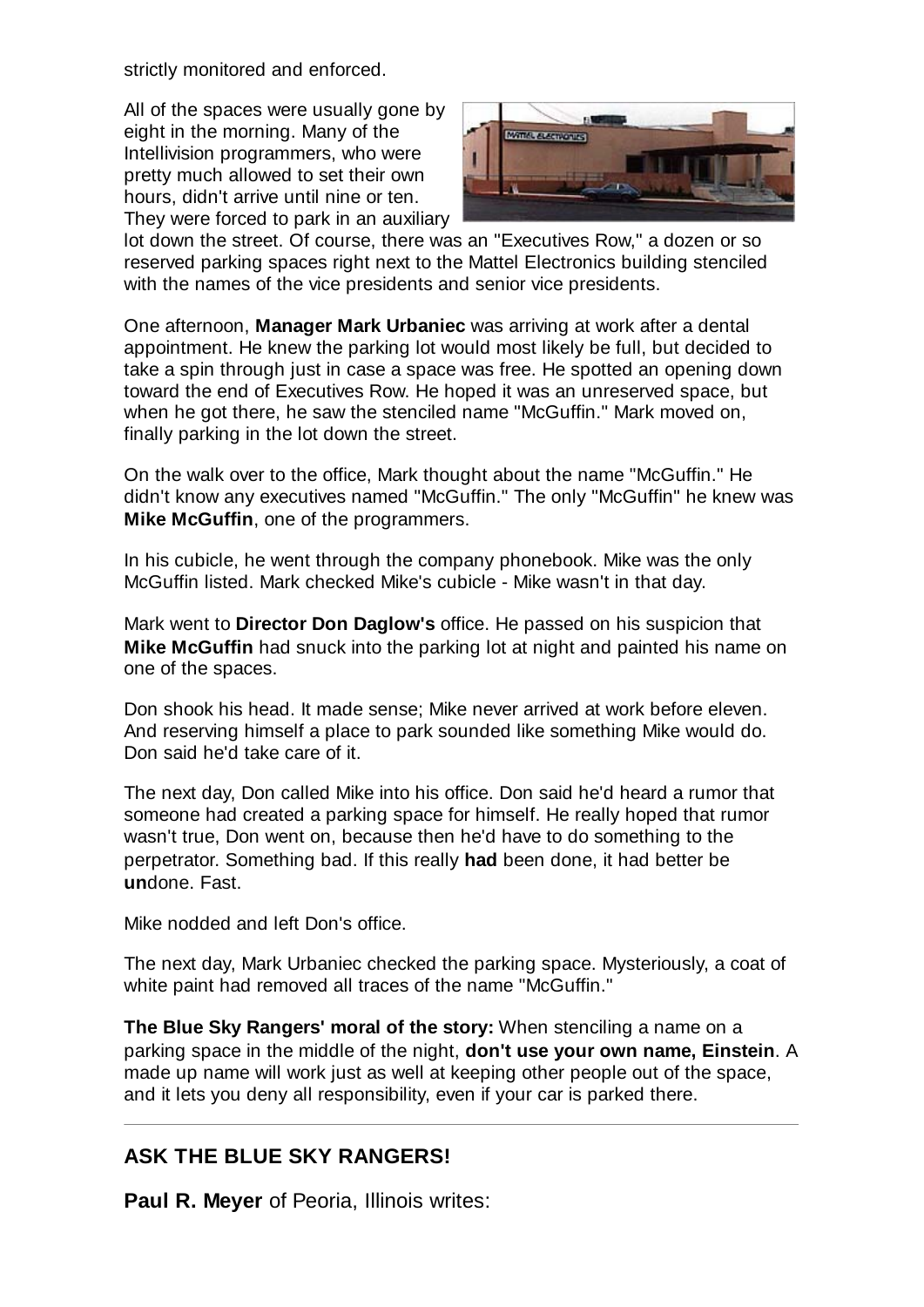strictly monitored and enforced.

All of the spaces were usually gone by eight in the morning. Many of the Intellivision programmers, who were pretty much allowed to set their own hours, didn't arrive until nine or ten. They were forced to park in an auxiliary lot down the street. Of course, there was an "Executives Row," a dozen or so reserved parking spaces right next to the Mattel Electronics building stenciled with the names of the vice presidents and senior vice presidents.

One afternoon, **Manager Mark Urbaniec** was arriving at work after a dental appointment. He knew the parking lot would most likely be full, but decided to take a spin through just in case a space was free. He spotted an opening down toward the end of Executives Row. He hoped it was an unreserved space, but when he got there, he saw the stenciled name "McGuffin." Mark moved on, finally parking in the lot down the street.

On the walk over to the office, Mark thought about the name "McGuffin." He didn't know any executives named "McGuffin." The only "McGuffin" he knew was **Mike McGuffin**, one of the programmers.

In his cubicle, he went through the company phonebook. Mike was the only McGuffin listed. Mark checked Mike's cubicle - Mike wasn't in that day.

Mark went to **Director Don Daglow's** office. He passed on his suspicion that **Mike McGuffin** had snuck into the parking lot at night and painted his name on one of the spaces.

Don shook his head. It made sense; Mike never arrived at work before eleven. And reserving himself a place to park sounded like something Mike would do. Don said he'd take care of it.

The next day, Don called Mike into his office. Don said he'd heard a rumor that someone had created a parking space for himself. He really hoped that rumor wasn't true, Don went on, because then he'd have to do something to the perpetrator. Something bad. If this really **had** been done, it had better be **un**done. Fast.

Mike nodded and left Don's office.

The next day, Mark Urbaniec checked the parking space. Mysteriously, a coat of white paint had removed all traces of the name "McGuffin."

**The Blue Sky Rangers' moral of the story:** When stenciling a name on a parking space in the middle of the night, **don't use your own name, Einstein**. A made up name will work just as well at keeping other people out of the space, and it lets you deny all responsibility, even if your car is parked there.

---

## ASK THE BLUE SKY RANGERS!

**Paul R. Meyer** of Peoria, Illinois writes: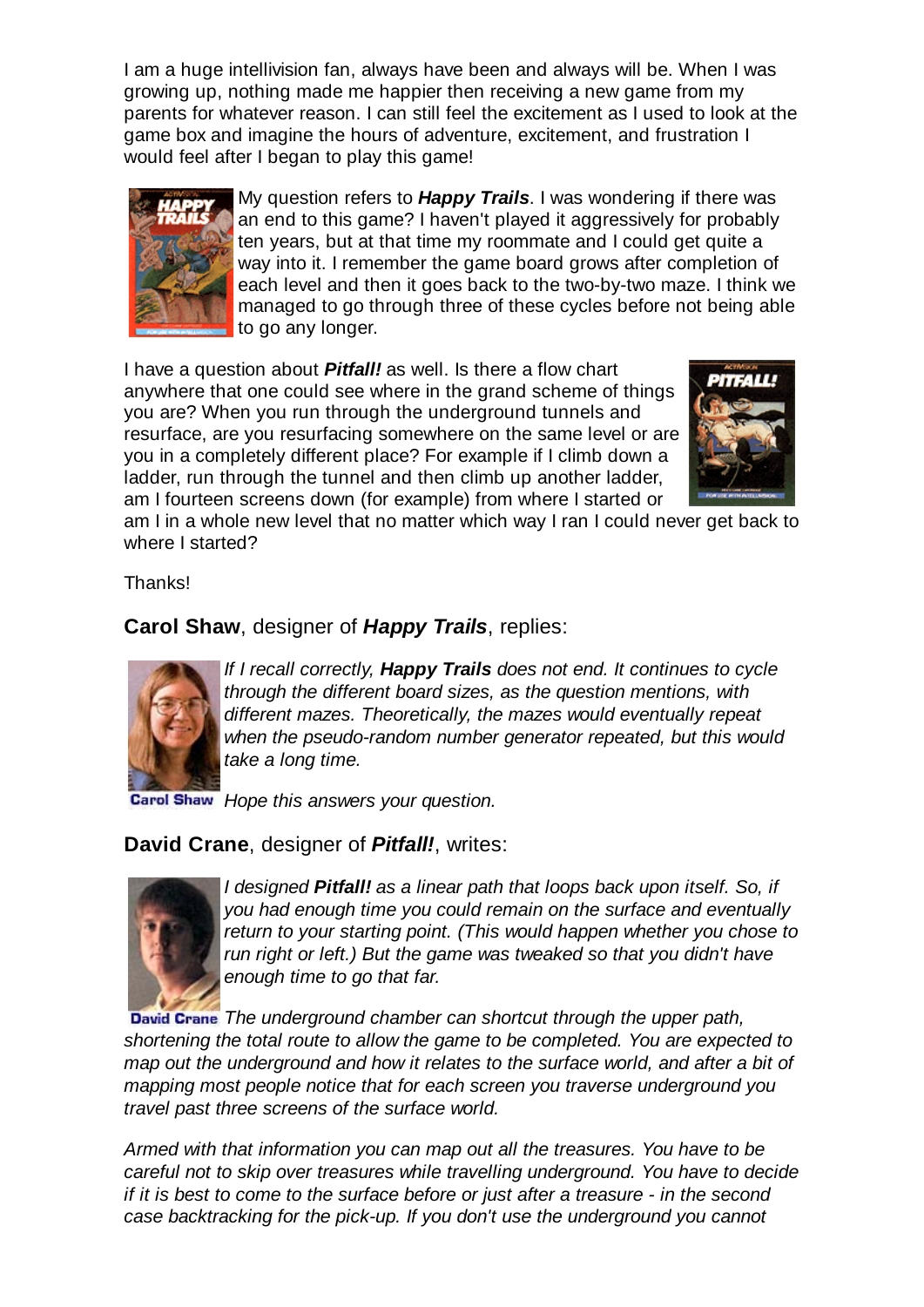I am a huge intellivision fan, always have been and always will be. When I was growing up, nothing made me happier then receiving a new game from my parents for whatever reason. I can still feel the excitement as I used to look at the game box and imagine the hours of adventure, excitement, and frustration I would feel after I began to play this game!

My question refers to ***Happy Trails***. I was wondering if there was an end to this game? I haven't played it aggressively for probably ten years, but at that time my roommate and I could get quite a way into it. I remember the game board grows after completion of each level and then it goes back to the two-by-two maze. I think we managed to go through three of these cycles before not being able to go any longer.

I have a question about ***Pitfall!*** as well. Is there a flow chart anywhere that one could see where in the grand scheme of things you are? When you run through the underground tunnels and resurface, are you resurfacing somewhere on the same level or are you in a completely different place? For example if I climb down a ladder, run through the tunnel and then climb up another ladder, am I fourteen screens down (for example) from where I started or am I in a whole new level that no matter which way I ran I could never get back to where I started?

Thanks!

### **Carol Shaw**, designer of ***Happy Trails***, replies:

*If I recall correctly,* ***Happy Trails*** *does not end. It continues to cycle through the different board sizes, as the question mentions, with different mazes. Theoretically, the mazes would eventually repeat when the pseudo-random number generator repeated, but this would take a long time.*

Carol Shaw

*Hope this answers your question.*

### **David Crane**, designer of ***Pitfall!***, writes:

*I designed* ***Pitfall!*** *as a linear path that loops back upon itself. So, if you had enough time you could remain on the surface and eventually return to your starting point. (This would happen whether you chose to run right or left.) But the game was tweaked so that you didn't have enough time to go that far.*

David Crane

*The underground chamber can shortcut through the upper path, shortening the total route to allow the game to be completed. You are expected to map out the underground and how it relates to the surface world, and after a bit of mapping most people notice that for each screen you traverse underground you travel past three screens of the surface world.*

*Armed with that information you can map out all the treasures. You have to be careful not to skip over treasures while travelling underground. You have to decide if it is best to come to the surface before or just after a treasure - in the second case backtracking for the pick-up. If you don't use the underground you cannot*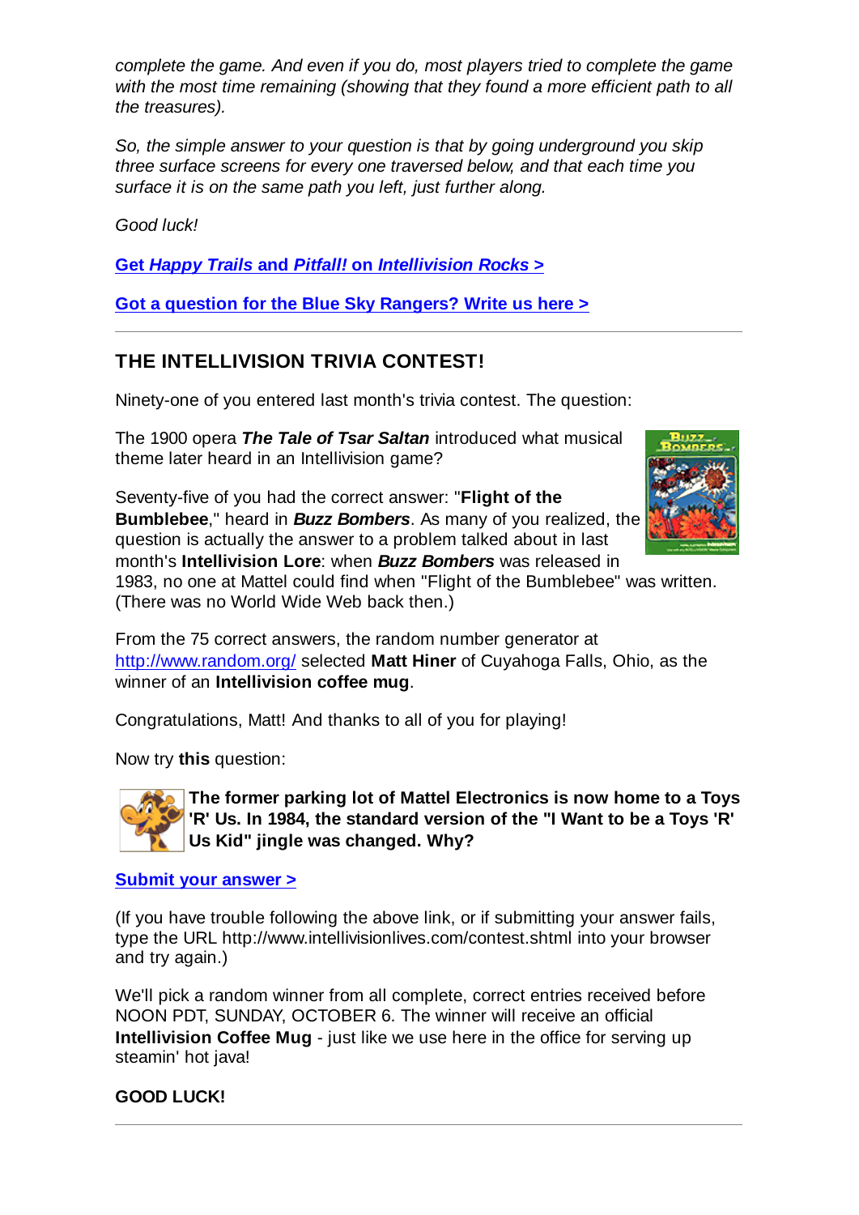*complete the game. And even if you do, most players tried to complete the game with the most time remaining (showing that they found a more efficient path to all the treasures).*

*So, the simple answer to your question is that by going underground you skip three surface screens for every one traversed below, and that each time you surface it is on the same path you left, just further along.*

*Good luck!*

**Get *Happy Trails* and *Pitfall!* on *Intellivision Rocks* >**

**Got a question for the Blue Sky Rangers? Write us here >**

---

## THE INTELLIVISION TRIVIA CONTEST!

Ninety-one of you entered last month's trivia contest. The question:

The 1900 opera ***The Tale of Tsar Saltan*** introduced what musical theme later heard in an Intellivision game?

Seventy-five of you had the correct answer: "**Flight of the Bumblebee**," heard in ***Buzz Bombers***. As many of you realized, the question is actually the answer to a problem talked about in last month's **Intellivision Lore**: when ***Buzz Bombers*** was released in 1983, no one at Mattel could find when "Flight of the Bumblebee" was written. (There was no World Wide Web back then.)

From the 75 correct answers, the random number generator at http://www.random.org/ selected **Matt Hiner** of Cuyahoga Falls, Ohio, as the winner of an **Intellivision coffee mug**.

Congratulations, Matt! And thanks to all of you for playing!

Now try **this** question:

**The former parking lot of Mattel Electronics is now home to a Toys 'R' Us. In 1984, the standard version of the "I Want to be a Toys 'R' Us Kid" jingle was changed. Why?**

**Submit your answer >**

(If you have trouble following the above link, or if submitting your answer fails, type the URL http://www.intellivisionlives.com/contest.shtml into your browser and try again.)

We'll pick a random winner from all complete, correct entries received before NOON PDT, SUNDAY, OCTOBER 6. The winner will receive an official **Intellivision Coffee Mug** - just like we use here in the office for serving up steamin' hot java!

**GOOD LUCK!**

---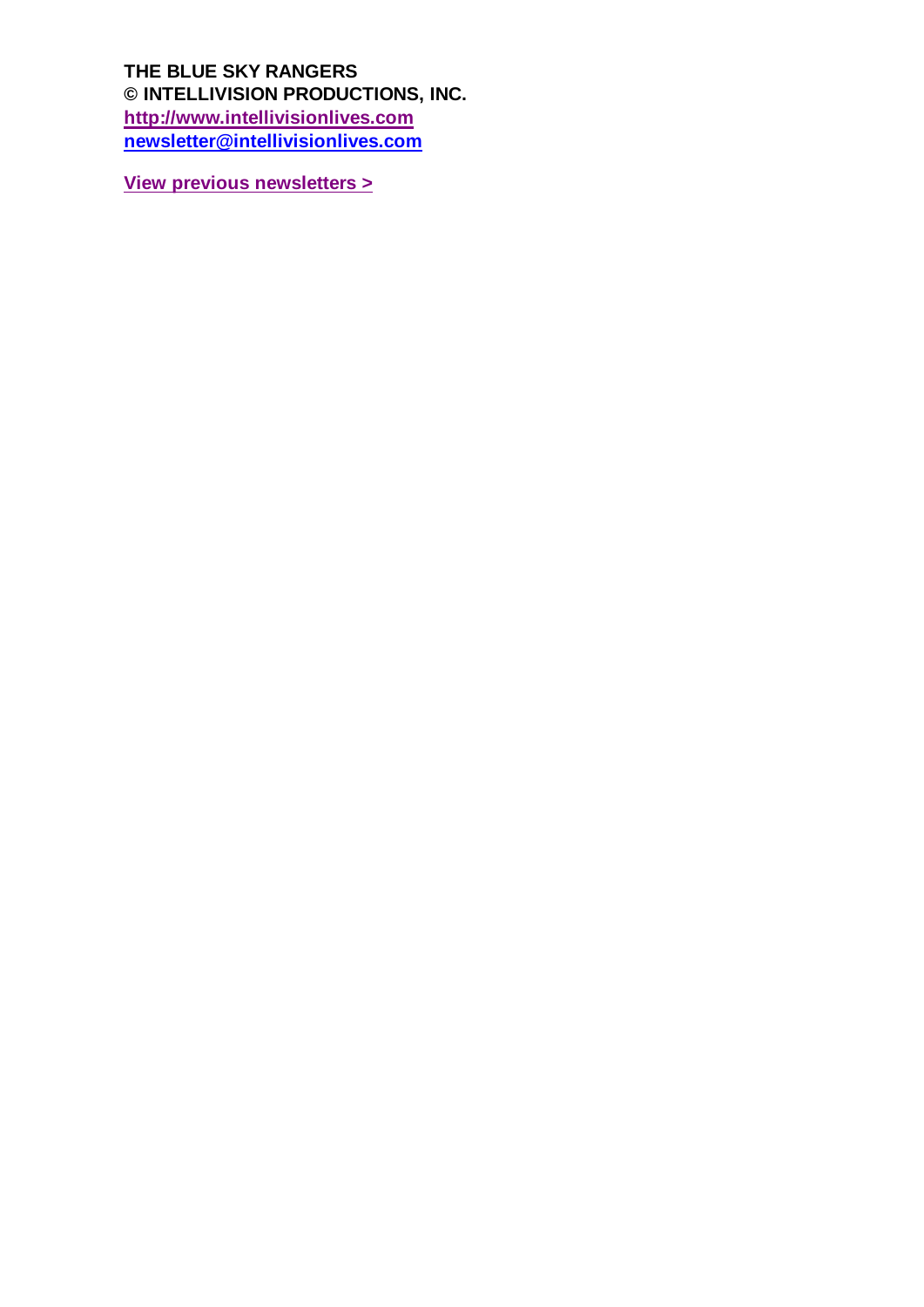**THE BLUE SKY RANGERS**
**© INTELLIVISION PRODUCTIONS, INC.**
**http://www.intellivisionlives.com**
**newsletter@intellivisionlives.com**

**View previous newsletters >**